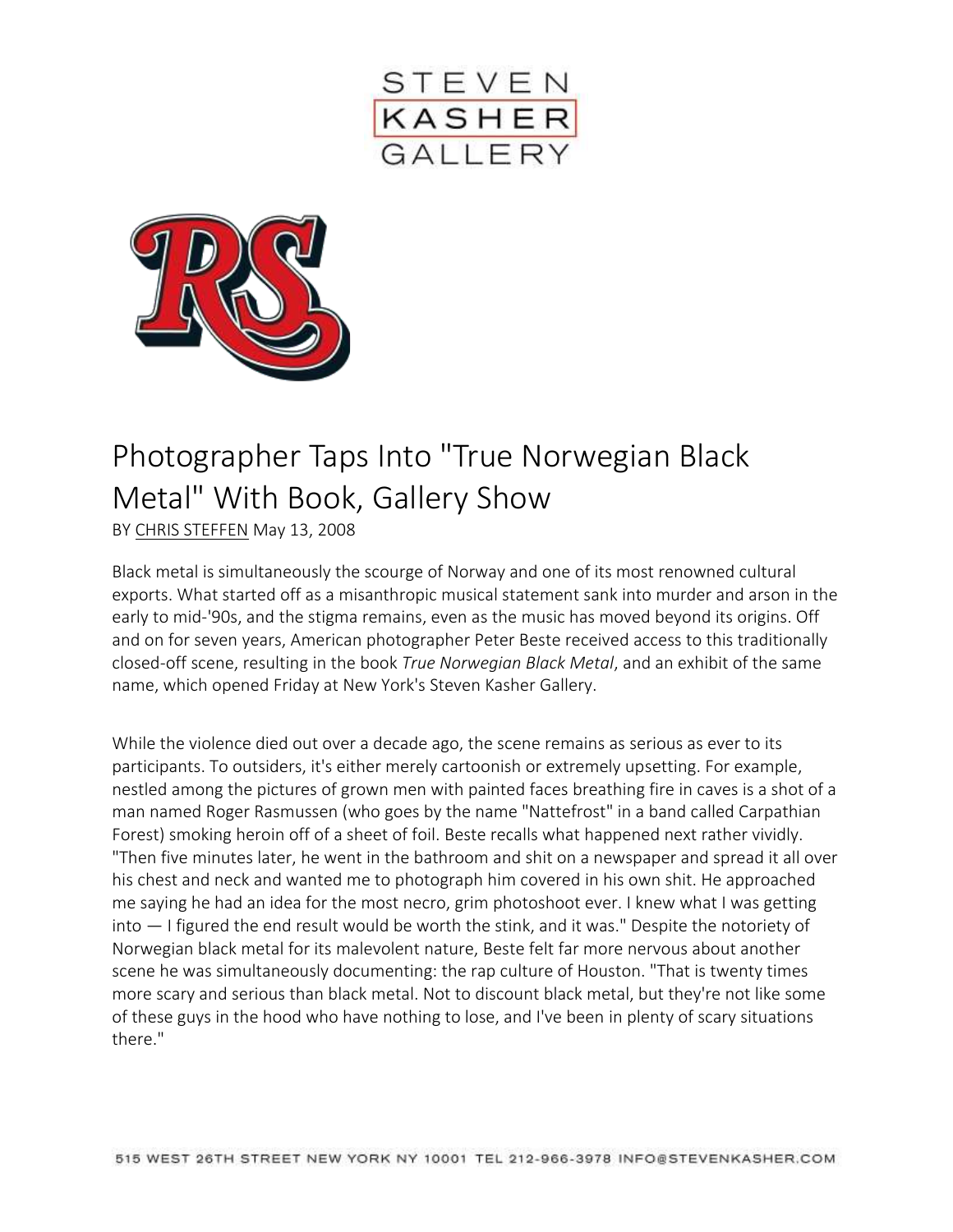STEVEN
KASHER
GALLERY

# Photographer Taps Into "True Norwegian Black Metal" With Book, Gallery Show

BY CHRIS STEFFEN May 13, 2008

Black metal is simultaneously the scourge of Norway and one of its most renowned cultural exports. What started off as a misanthropic musical statement sank into murder and arson in the early to mid-'90s, and the stigma remains, even as the music has moved beyond its origins. Off and on for seven years, American photographer Peter Beste received access to this traditionally closed-off scene, resulting in the book *True Norwegian Black Metal*, and an exhibit of the same name, which opened Friday at New York's Steven Kasher Gallery.

While the violence died out over a decade ago, the scene remains as serious as ever to its participants. To outsiders, it's either merely cartoonish or extremely upsetting. For example, nestled among the pictures of grown men with painted faces breathing fire in caves is a shot of a man named Roger Rasmussen (who goes by the name "Nattefrost" in a band called Carpathian Forest) smoking heroin off of a sheet of foil. Beste recalls what happened next rather vividly. "Then five minutes later, he went in the bathroom and shit on a newspaper and spread it all over his chest and neck and wanted me to photograph him covered in his own shit. He approached me saying he had an idea for the most necro, grim photoshoot ever. I knew what I was getting into — I figured the end result would be worth the stink, and it was." Despite the notoriety of Norwegian black metal for its malevolent nature, Beste felt far more nervous about another scene he was simultaneously documenting: the rap culture of Houston. "That is twenty times more scary and serious than black metal. Not to discount black metal, but they're not like some of these guys in the hood who have nothing to lose, and I've been in plenty of scary situations there."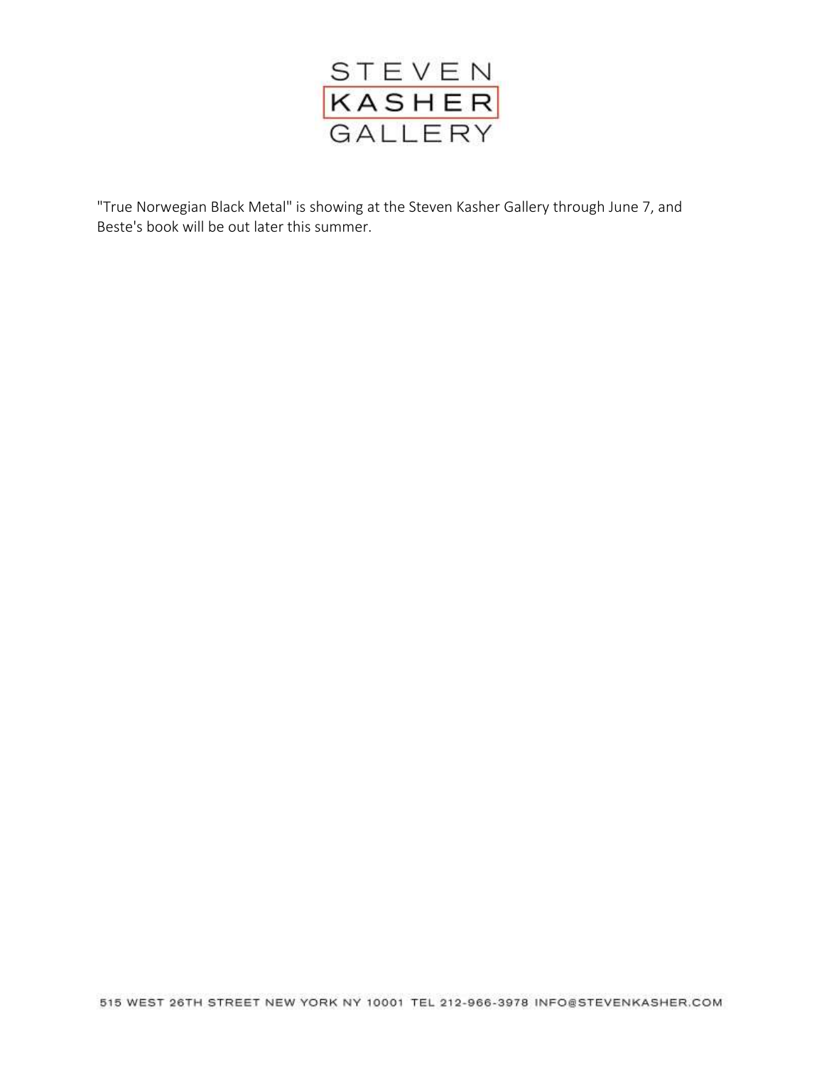"True Norwegian Black Metal" is showing at the Steven Kasher Gallery through June 7, and Beste's book will be out later this summer.